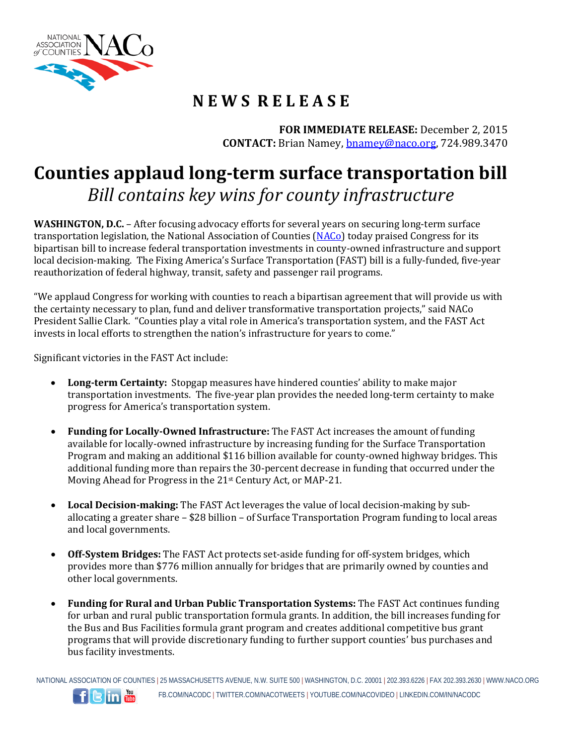# NEWS RELEASE

**FOR IMMEDIATE RELEASE:** December 2, 2015
**CONTACT:** Brian Namey, bnamey@naco.org, 724.989.3470

# Counties applaud long-term surface transportation bill

## *Bill contains key wins for county infrastructure*

**WASHINGTON, D.C.** – After focusing advocacy efforts for several years on securing long-term surface transportation legislation, the National Association of Counties (NACo) today praised Congress for its bipartisan bill to increase federal transportation investments in county-owned infrastructure and support local decision-making. The Fixing America's Surface Transportation (FAST) bill is a fully-funded, five-year reauthorization of federal highway, transit, safety and passenger rail programs.

"We applaud Congress for working with counties to reach a bipartisan agreement that will provide us with the certainty necessary to plan, fund and deliver transformative transportation projects," said NACo President Sallie Clark. "Counties play a vital role in America's transportation system, and the FAST Act invests in local efforts to strengthen the nation's infrastructure for years to come."

Significant victories in the FAST Act include:

- **Long-term Certainty:** Stopgap measures have hindered counties' ability to make major transportation investments. The five-year plan provides the needed long-term certainty to make progress for America's transportation system.

- **Funding for Locally-Owned Infrastructure:** The FAST Act increases the amount of funding available for locally-owned infrastructure by increasing funding for the Surface Transportation Program and making an additional $116 billion available for county-owned highway bridges. This additional funding more than repairs the 30-percent decrease in funding that occurred under the Moving Ahead for Progress in the 21st Century Act, or MAP-21.

- **Local Decision-making:** The FAST Act leverages the value of local decision-making by sub-allocating a greater share – $28 billion – of Surface Transportation Program funding to local areas and local governments.

- **Off-System Bridges:** The FAST Act protects set-aside funding for off-system bridges, which provides more than $776 million annually for bridges that are primarily owned by counties and other local governments.

- **Funding for Rural and Urban Public Transportation Systems:** The FAST Act continues funding for urban and rural public transportation formula grants. In addition, the bill increases funding for the Bus and Bus Facilities formula grant program and creates additional competitive bus grant programs that will provide discretionary funding to further support counties' bus purchases and bus facility investments.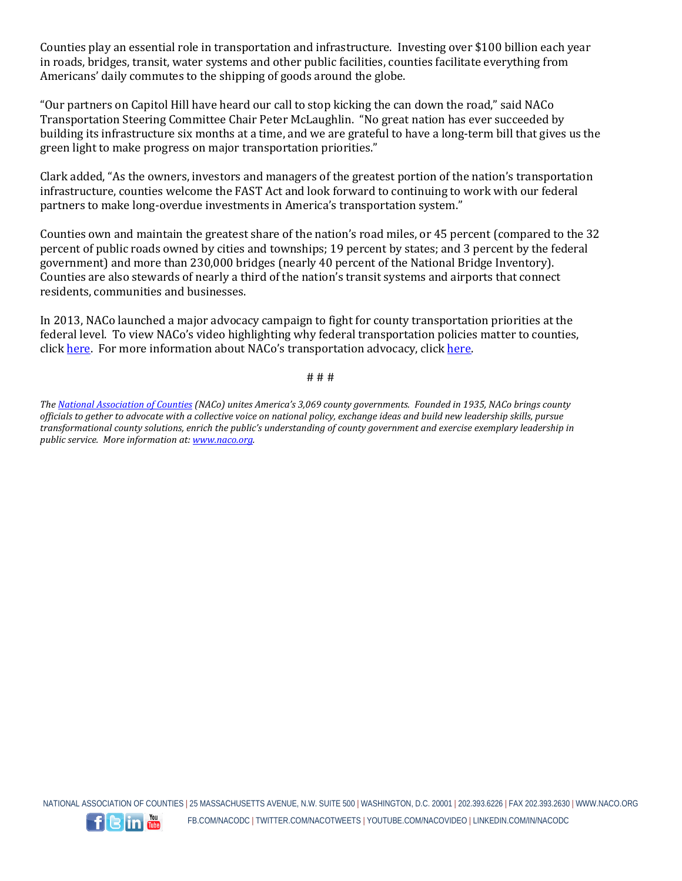Counties play an essential role in transportation and infrastructure. Investing over $100 billion each year in roads, bridges, transit, water systems and other public facilities, counties facilitate everything from Americans' daily commutes to the shipping of goods around the globe.

"Our partners on Capitol Hill have heard our call to stop kicking the can down the road," said NACo Transportation Steering Committee Chair Peter McLaughlin. "No great nation has ever succeeded by building its infrastructure six months at a time, and we are grateful to have a long-term bill that gives us the green light to make progress on major transportation priorities."

Clark added, "As the owners, investors and managers of the greatest portion of the nation's transportation infrastructure, counties welcome the FAST Act and look forward to continuing to work with our federal partners to make long-overdue investments in America's transportation system."

Counties own and maintain the greatest share of the nation's road miles, or 45 percent (compared to the 32 percent of public roads owned by cities and townships; 19 percent by states; and 3 percent by the federal government) and more than 230,000 bridges (nearly 40 percent of the National Bridge Inventory). Counties are also stewards of nearly a third of the nation's transit systems and airports that connect residents, communities and businesses.

In 2013, NACo launched a major advocacy campaign to fight for county transportation priorities at the federal level. To view NACo's video highlighting why federal transportation policies matter to counties, click here. For more information about NACo's transportation advocacy, click here.

# # #

*The National Association of Counties (NACo) unites America's 3,069 county governments. Founded in 1935, NACo brings county officials to gether to advocate with a collective voice on national policy, exchange ideas and build new leadership skills, pursue transformational county solutions, enrich the public's understanding of county government and exercise exemplary leadership in public service. More information at: www.naco.org.*

NATIONAL ASSOCIATION OF COUNTIES | 25 MASSACHUSETTS AVENUE, N.W. SUITE 500 | WASHINGTON, D.C. 20001 | 202.393.6226 | FAX 202.393.2630 | WWW.NACO.ORG

FB.COM/NACODC | TWITTER.COM/NACOTWEETS | YOUTUBE.COM/NACOVIDEO | LINKEDIN.COM/IN/NACODC